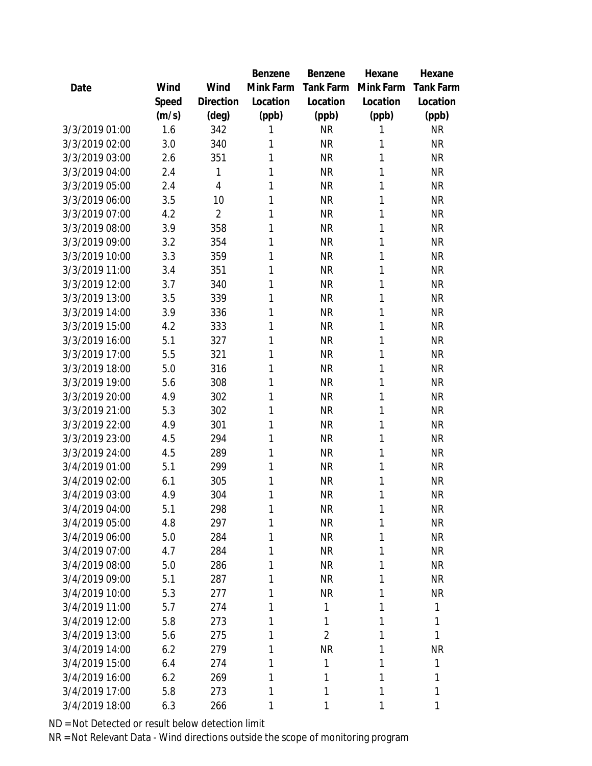| Date | Wind Speed (m/s) | Wind Direction (deg) | Benzene Mink Farm Location (ppb) | Benzene Tank Farm Location (ppb) | Hexane Mink Farm Location (ppb) | Hexane Tank Farm Location (ppb) |
|---|---|---|---|---|---|---|
| 3/3/2019 01:00 | 1.6 | 342 | 1 | NR | 1 | NR |
| 3/3/2019 02:00 | 3.0 | 340 | 1 | NR | 1 | NR |
| 3/3/2019 03:00 | 2.6 | 351 | 1 | NR | 1 | NR |
| 3/3/2019 04:00 | 2.4 | 1 | 1 | NR | 1 | NR |
| 3/3/2019 05:00 | 2.4 | 4 | 1 | NR | 1 | NR |
| 3/3/2019 06:00 | 3.5 | 10 | 1 | NR | 1 | NR |
| 3/3/2019 07:00 | 4.2 | 2 | 1 | NR | 1 | NR |
| 3/3/2019 08:00 | 3.9 | 358 | 1 | NR | 1 | NR |
| 3/3/2019 09:00 | 3.2 | 354 | 1 | NR | 1 | NR |
| 3/3/2019 10:00 | 3.3 | 359 | 1 | NR | 1 | NR |
| 3/3/2019 11:00 | 3.4 | 351 | 1 | NR | 1 | NR |
| 3/3/2019 12:00 | 3.7 | 340 | 1 | NR | 1 | NR |
| 3/3/2019 13:00 | 3.5 | 339 | 1 | NR | 1 | NR |
| 3/3/2019 14:00 | 3.9 | 336 | 1 | NR | 1 | NR |
| 3/3/2019 15:00 | 4.2 | 333 | 1 | NR | 1 | NR |
| 3/3/2019 16:00 | 5.1 | 327 | 1 | NR | 1 | NR |
| 3/3/2019 17:00 | 5.5 | 321 | 1 | NR | 1 | NR |
| 3/3/2019 18:00 | 5.0 | 316 | 1 | NR | 1 | NR |
| 3/3/2019 19:00 | 5.6 | 308 | 1 | NR | 1 | NR |
| 3/3/2019 20:00 | 4.9 | 302 | 1 | NR | 1 | NR |
| 3/3/2019 21:00 | 5.3 | 302 | 1 | NR | 1 | NR |
| 3/3/2019 22:00 | 4.9 | 301 | 1 | NR | 1 | NR |
| 3/3/2019 23:00 | 4.5 | 294 | 1 | NR | 1 | NR |
| 3/3/2019 24:00 | 4.5 | 289 | 1 | NR | 1 | NR |
| 3/4/2019 01:00 | 5.1 | 299 | 1 | NR | 1 | NR |
| 3/4/2019 02:00 | 6.1 | 305 | 1 | NR | 1 | NR |
| 3/4/2019 03:00 | 4.9 | 304 | 1 | NR | 1 | NR |
| 3/4/2019 04:00 | 5.1 | 298 | 1 | NR | 1 | NR |
| 3/4/2019 05:00 | 4.8 | 297 | 1 | NR | 1 | NR |
| 3/4/2019 06:00 | 5.0 | 284 | 1 | NR | 1 | NR |
| 3/4/2019 07:00 | 4.7 | 284 | 1 | NR | 1 | NR |
| 3/4/2019 08:00 | 5.0 | 286 | 1 | NR | 1 | NR |
| 3/4/2019 09:00 | 5.1 | 287 | 1 | NR | 1 | NR |
| 3/4/2019 10:00 | 5.3 | 277 | 1 | NR | 1 | NR |
| 3/4/2019 11:00 | 5.7 | 274 | 1 | 1 | 1 | 1 |
| 3/4/2019 12:00 | 5.8 | 273 | 1 | 1 | 1 | 1 |
| 3/4/2019 13:00 | 5.6 | 275 | 1 | 2 | 1 | 1 |
| 3/4/2019 14:00 | 6.2 | 279 | 1 | NR | 1 | NR |
| 3/4/2019 15:00 | 6.4 | 274 | 1 | 1 | 1 | 1 |
| 3/4/2019 16:00 | 6.2 | 269 | 1 | 1 | 1 | 1 |
| 3/4/2019 17:00 | 5.8 | 273 | 1 | 1 | 1 | 1 |
| 3/4/2019 18:00 | 6.3 | 266 | 1 | 1 | 1 | 1 |

ND = Not Detected or result below detection limit

NR = Not Relevant Data - Wind directions outside the scope of monitoring program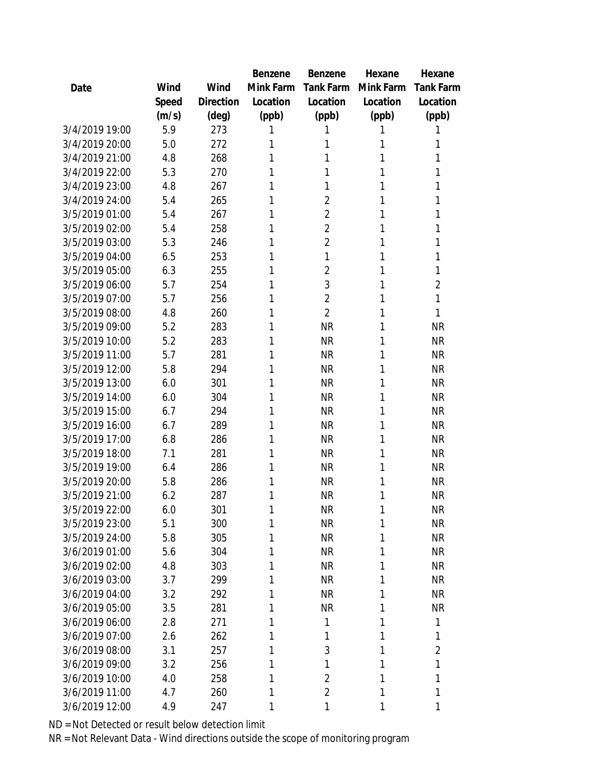| Date | Wind Speed (m/s) | Wind Direction (deg) | Benzene Mink Farm Location (ppb) | Benzene Tank Farm Location (ppb) | Hexane Mink Farm Location (ppb) | Hexane Tank Farm Location (ppb) |
|---|---|---|---|---|---|---|
| 3/4/2019 19:00 | 5.9 | 273 | 1 | 1 | 1 | 1 |
| 3/4/2019 20:00 | 5.0 | 272 | 1 | 1 | 1 | 1 |
| 3/4/2019 21:00 | 4.8 | 268 | 1 | 1 | 1 | 1 |
| 3/4/2019 22:00 | 5.3 | 270 | 1 | 1 | 1 | 1 |
| 3/4/2019 23:00 | 4.8 | 267 | 1 | 1 | 1 | 1 |
| 3/4/2019 24:00 | 5.4 | 265 | 1 | 2 | 1 | 1 |
| 3/5/2019 01:00 | 5.4 | 267 | 1 | 2 | 1 | 1 |
| 3/5/2019 02:00 | 5.4 | 258 | 1 | 2 | 1 | 1 |
| 3/5/2019 03:00 | 5.3 | 246 | 1 | 2 | 1 | 1 |
| 3/5/2019 04:00 | 6.5 | 253 | 1 | 1 | 1 | 1 |
| 3/5/2019 05:00 | 6.3 | 255 | 1 | 2 | 1 | 1 |
| 3/5/2019 06:00 | 5.7 | 254 | 1 | 3 | 1 | 2 |
| 3/5/2019 07:00 | 5.7 | 256 | 1 | 2 | 1 | 1 |
| 3/5/2019 08:00 | 4.8 | 260 | 1 | 2 | 1 | 1 |
| 3/5/2019 09:00 | 5.2 | 283 | 1 | NR | 1 | NR |
| 3/5/2019 10:00 | 5.2 | 283 | 1 | NR | 1 | NR |
| 3/5/2019 11:00 | 5.7 | 281 | 1 | NR | 1 | NR |
| 3/5/2019 12:00 | 5.8 | 294 | 1 | NR | 1 | NR |
| 3/5/2019 13:00 | 6.0 | 301 | 1 | NR | 1 | NR |
| 3/5/2019 14:00 | 6.0 | 304 | 1 | NR | 1 | NR |
| 3/5/2019 15:00 | 6.7 | 294 | 1 | NR | 1 | NR |
| 3/5/2019 16:00 | 6.7 | 289 | 1 | NR | 1 | NR |
| 3/5/2019 17:00 | 6.8 | 286 | 1 | NR | 1 | NR |
| 3/5/2019 18:00 | 7.1 | 281 | 1 | NR | 1 | NR |
| 3/5/2019 19:00 | 6.4 | 286 | 1 | NR | 1 | NR |
| 3/5/2019 20:00 | 5.8 | 286 | 1 | NR | 1 | NR |
| 3/5/2019 21:00 | 6.2 | 287 | 1 | NR | 1 | NR |
| 3/5/2019 22:00 | 6.0 | 301 | 1 | NR | 1 | NR |
| 3/5/2019 23:00 | 5.1 | 300 | 1 | NR | 1 | NR |
| 3/5/2019 24:00 | 5.8 | 305 | 1 | NR | 1 | NR |
| 3/6/2019 01:00 | 5.6 | 304 | 1 | NR | 1 | NR |
| 3/6/2019 02:00 | 4.8 | 303 | 1 | NR | 1 | NR |
| 3/6/2019 03:00 | 3.7 | 299 | 1 | NR | 1 | NR |
| 3/6/2019 04:00 | 3.2 | 292 | 1 | NR | 1 | NR |
| 3/6/2019 05:00 | 3.5 | 281 | 1 | NR | 1 | NR |
| 3/6/2019 06:00 | 2.8 | 271 | 1 | 1 | 1 | 1 |
| 3/6/2019 07:00 | 2.6 | 262 | 1 | 1 | 1 | 1 |
| 3/6/2019 08:00 | 3.1 | 257 | 1 | 3 | 1 | 2 |
| 3/6/2019 09:00 | 3.2 | 256 | 1 | 1 | 1 | 1 |
| 3/6/2019 10:00 | 4.0 | 258 | 1 | 2 | 1 | 1 |
| 3/6/2019 11:00 | 4.7 | 260 | 1 | 2 | 1 | 1 |
| 3/6/2019 12:00 | 4.9 | 247 | 1 | 1 | 1 | 1 |

ND = Not Detected or result below detection limit

NR = Not Relevant Data - Wind directions outside the scope of monitoring program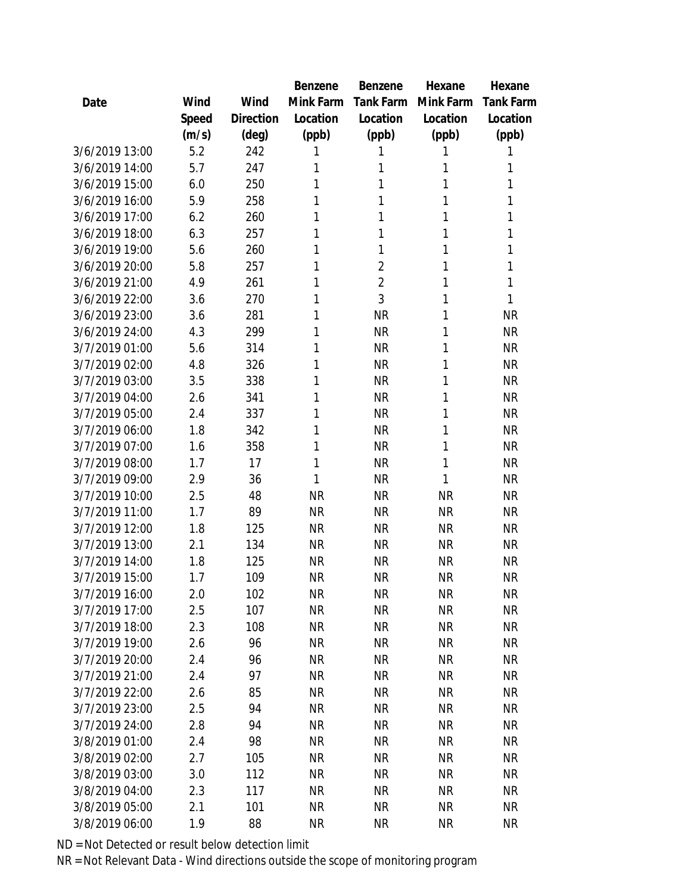| Date | Wind Speed (m/s) | Wind Direction (deg) | Benzene Mink Farm Location (ppb) | Benzene Tank Farm Location (ppb) | Hexane Mink Farm Location (ppb) | Hexane Tank Farm Location (ppb) |
|---|---|---|---|---|---|---|
| 3/6/2019 13:00 | 5.2 | 242 | 1 | 1 | 1 | 1 |
| 3/6/2019 14:00 | 5.7 | 247 | 1 | 1 | 1 | 1 |
| 3/6/2019 15:00 | 6.0 | 250 | 1 | 1 | 1 | 1 |
| 3/6/2019 16:00 | 5.9 | 258 | 1 | 1 | 1 | 1 |
| 3/6/2019 17:00 | 6.2 | 260 | 1 | 1 | 1 | 1 |
| 3/6/2019 18:00 | 6.3 | 257 | 1 | 1 | 1 | 1 |
| 3/6/2019 19:00 | 5.6 | 260 | 1 | 1 | 1 | 1 |
| 3/6/2019 20:00 | 5.8 | 257 | 1 | 2 | 1 | 1 |
| 3/6/2019 21:00 | 4.9 | 261 | 1 | 2 | 1 | 1 |
| 3/6/2019 22:00 | 3.6 | 270 | 1 | 3 | 1 | 1 |
| 3/6/2019 23:00 | 3.6 | 281 | 1 | NR | 1 | NR |
| 3/6/2019 24:00 | 4.3 | 299 | 1 | NR | 1 | NR |
| 3/7/2019 01:00 | 5.6 | 314 | 1 | NR | 1 | NR |
| 3/7/2019 02:00 | 4.8 | 326 | 1 | NR | 1 | NR |
| 3/7/2019 03:00 | 3.5 | 338 | 1 | NR | 1 | NR |
| 3/7/2019 04:00 | 2.6 | 341 | 1 | NR | 1 | NR |
| 3/7/2019 05:00 | 2.4 | 337 | 1 | NR | 1 | NR |
| 3/7/2019 06:00 | 1.8 | 342 | 1 | NR | 1 | NR |
| 3/7/2019 07:00 | 1.6 | 358 | 1 | NR | 1 | NR |
| 3/7/2019 08:00 | 1.7 | 17 | 1 | NR | 1 | NR |
| 3/7/2019 09:00 | 2.9 | 36 | 1 | NR | 1 | NR |
| 3/7/2019 10:00 | 2.5 | 48 | NR | NR | NR | NR |
| 3/7/2019 11:00 | 1.7 | 89 | NR | NR | NR | NR |
| 3/7/2019 12:00 | 1.8 | 125 | NR | NR | NR | NR |
| 3/7/2019 13:00 | 2.1 | 134 | NR | NR | NR | NR |
| 3/7/2019 14:00 | 1.8 | 125 | NR | NR | NR | NR |
| 3/7/2019 15:00 | 1.7 | 109 | NR | NR | NR | NR |
| 3/7/2019 16:00 | 2.0 | 102 | NR | NR | NR | NR |
| 3/7/2019 17:00 | 2.5 | 107 | NR | NR | NR | NR |
| 3/7/2019 18:00 | 2.3 | 108 | NR | NR | NR | NR |
| 3/7/2019 19:00 | 2.6 | 96 | NR | NR | NR | NR |
| 3/7/2019 20:00 | 2.4 | 96 | NR | NR | NR | NR |
| 3/7/2019 21:00 | 2.4 | 97 | NR | NR | NR | NR |
| 3/7/2019 22:00 | 2.6 | 85 | NR | NR | NR | NR |
| 3/7/2019 23:00 | 2.5 | 94 | NR | NR | NR | NR |
| 3/7/2019 24:00 | 2.8 | 94 | NR | NR | NR | NR |
| 3/8/2019 01:00 | 2.4 | 98 | NR | NR | NR | NR |
| 3/8/2019 02:00 | 2.7 | 105 | NR | NR | NR | NR |
| 3/8/2019 03:00 | 3.0 | 112 | NR | NR | NR | NR |
| 3/8/2019 04:00 | 2.3 | 117 | NR | NR | NR | NR |
| 3/8/2019 05:00 | 2.1 | 101 | NR | NR | NR | NR |
| 3/8/2019 06:00 | 1.9 | 88 | NR | NR | NR | NR |

ND = Not Detected or result below detection limit

NR = Not Relevant Data - Wind directions outside the scope of monitoring program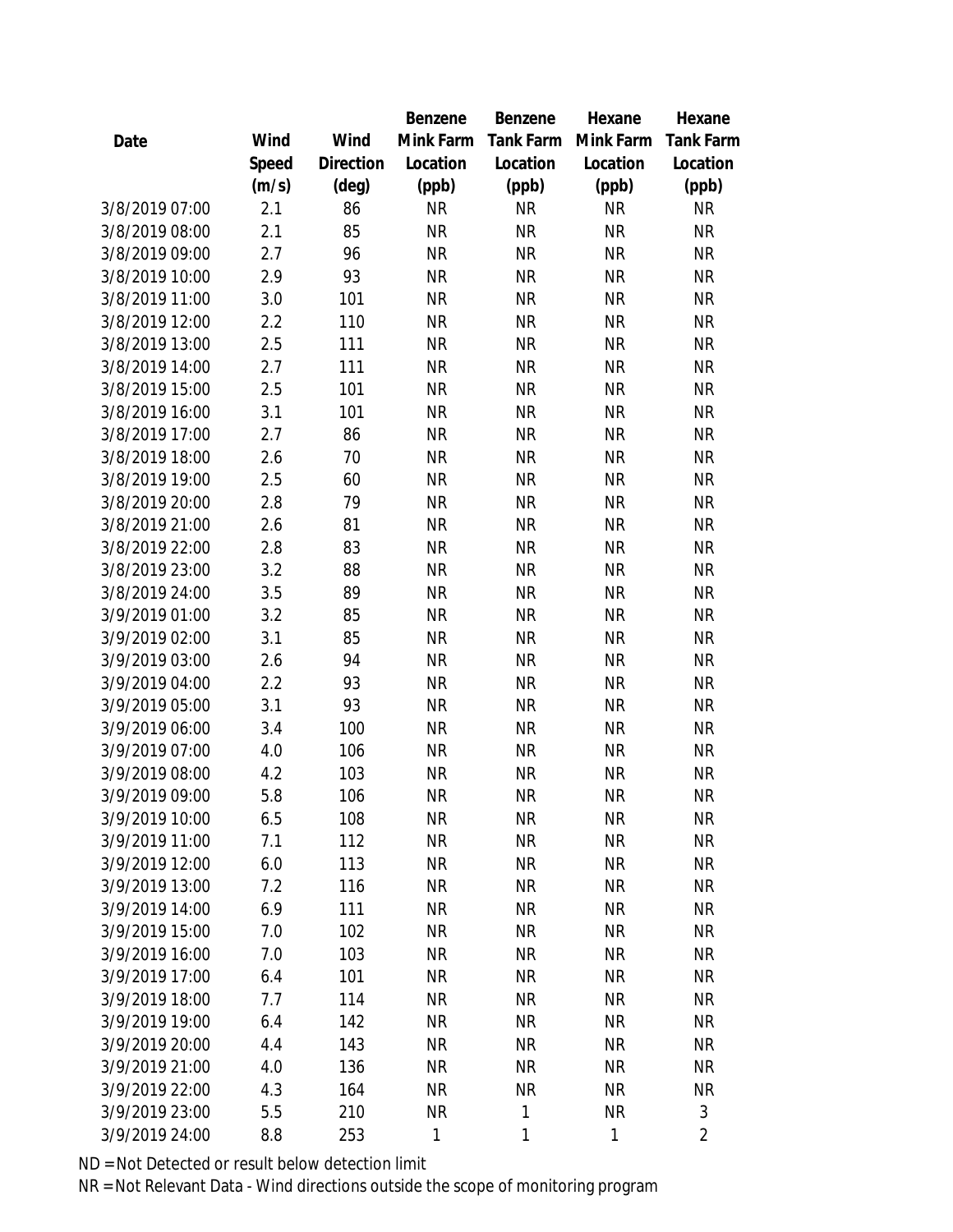| Date | Wind Speed (m/s) | Wind Direction (deg) | Benzene Mink Farm Location (ppb) | Benzene Tank Farm Location (ppb) | Hexane Mink Farm Location (ppb) | Hexane Tank Farm Location (ppb) |
|---|---|---|---|---|---|---|
| 3/8/2019 07:00 | 2.1 | 86 | NR | NR | NR | NR |
| 3/8/2019 08:00 | 2.1 | 85 | NR | NR | NR | NR |
| 3/8/2019 09:00 | 2.7 | 96 | NR | NR | NR | NR |
| 3/8/2019 10:00 | 2.9 | 93 | NR | NR | NR | NR |
| 3/8/2019 11:00 | 3.0 | 101 | NR | NR | NR | NR |
| 3/8/2019 12:00 | 2.2 | 110 | NR | NR | NR | NR |
| 3/8/2019 13:00 | 2.5 | 111 | NR | NR | NR | NR |
| 3/8/2019 14:00 | 2.7 | 111 | NR | NR | NR | NR |
| 3/8/2019 15:00 | 2.5 | 101 | NR | NR | NR | NR |
| 3/8/2019 16:00 | 3.1 | 101 | NR | NR | NR | NR |
| 3/8/2019 17:00 | 2.7 | 86 | NR | NR | NR | NR |
| 3/8/2019 18:00 | 2.6 | 70 | NR | NR | NR | NR |
| 3/8/2019 19:00 | 2.5 | 60 | NR | NR | NR | NR |
| 3/8/2019 20:00 | 2.8 | 79 | NR | NR | NR | NR |
| 3/8/2019 21:00 | 2.6 | 81 | NR | NR | NR | NR |
| 3/8/2019 22:00 | 2.8 | 83 | NR | NR | NR | NR |
| 3/8/2019 23:00 | 3.2 | 88 | NR | NR | NR | NR |
| 3/8/2019 24:00 | 3.5 | 89 | NR | NR | NR | NR |
| 3/9/2019 01:00 | 3.2 | 85 | NR | NR | NR | NR |
| 3/9/2019 02:00 | 3.1 | 85 | NR | NR | NR | NR |
| 3/9/2019 03:00 | 2.6 | 94 | NR | NR | NR | NR |
| 3/9/2019 04:00 | 2.2 | 93 | NR | NR | NR | NR |
| 3/9/2019 05:00 | 3.1 | 93 | NR | NR | NR | NR |
| 3/9/2019 06:00 | 3.4 | 100 | NR | NR | NR | NR |
| 3/9/2019 07:00 | 4.0 | 106 | NR | NR | NR | NR |
| 3/9/2019 08:00 | 4.2 | 103 | NR | NR | NR | NR |
| 3/9/2019 09:00 | 5.8 | 106 | NR | NR | NR | NR |
| 3/9/2019 10:00 | 6.5 | 108 | NR | NR | NR | NR |
| 3/9/2019 11:00 | 7.1 | 112 | NR | NR | NR | NR |
| 3/9/2019 12:00 | 6.0 | 113 | NR | NR | NR | NR |
| 3/9/2019 13:00 | 7.2 | 116 | NR | NR | NR | NR |
| 3/9/2019 14:00 | 6.9 | 111 | NR | NR | NR | NR |
| 3/9/2019 15:00 | 7.0 | 102 | NR | NR | NR | NR |
| 3/9/2019 16:00 | 7.0 | 103 | NR | NR | NR | NR |
| 3/9/2019 17:00 | 6.4 | 101 | NR | NR | NR | NR |
| 3/9/2019 18:00 | 7.7 | 114 | NR | NR | NR | NR |
| 3/9/2019 19:00 | 6.4 | 142 | NR | NR | NR | NR |
| 3/9/2019 20:00 | 4.4 | 143 | NR | NR | NR | NR |
| 3/9/2019 21:00 | 4.0 | 136 | NR | NR | NR | NR |
| 3/9/2019 22:00 | 4.3 | 164 | NR | NR | NR | NR |
| 3/9/2019 23:00 | 5.5 | 210 | NR | 1 | NR | 3 |
| 3/9/2019 24:00 | 8.8 | 253 | 1 | 1 | 1 | 2 |

ND = Not Detected or result below detection limit

NR = Not Relevant Data - Wind directions outside the scope of monitoring program